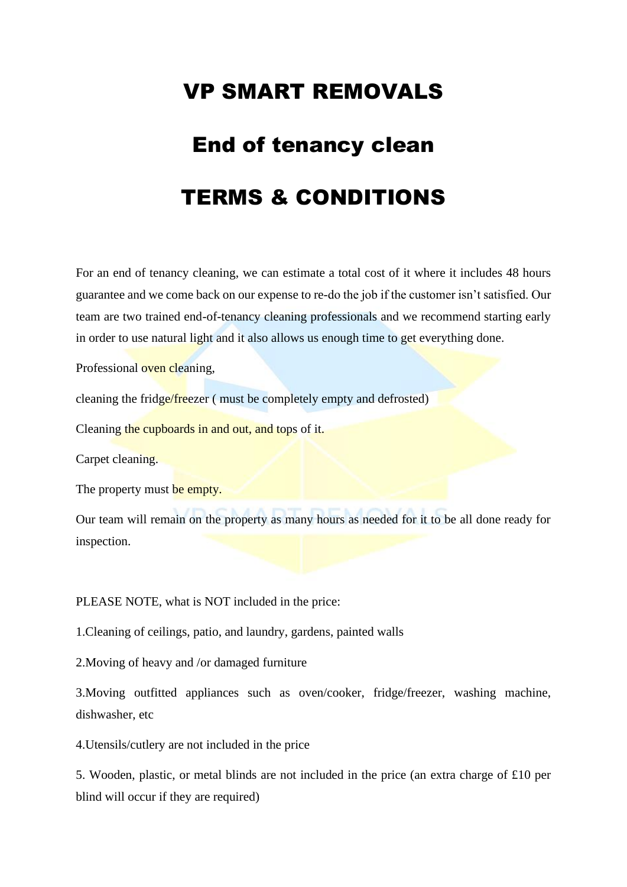# VP SMART REMOVALS

# End of tenancy clean

# TERMS & CONDITIONS

For an end of tenancy cleaning, we can estimate a total cost of it where it includes 48 hours guarantee and we come back on our expense to re-do the job if the customer isn't satisfied. Our team are two trained end-of-tenancy cleaning professionals and we recommend starting early in order to use natural light and it also allows us enough time to get everything done.

Professional oven cleaning,

cleaning the fridge/freezer ( must be completely empty and defrosted)

Cleaning the cupboards in and out, and tops of it.

Carpet cleaning.

The property must be empty.

Our team will remain on the property as many hours as needed for it to be all done ready for inspection.

PLEASE NOTE, what is NOT included in the price:

1.Cleaning of ceilings, patio, and laundry, gardens, painted walls

2.Moving of heavy and /or damaged furniture

3.Moving outfitted appliances such as oven/cooker, fridge/freezer, washing machine, dishwasher, etc

4.Utensils/cutlery are not included in the price

5. Wooden, plastic, or metal blinds are not included in the price (an extra charge of £10 per blind will occur if they are required)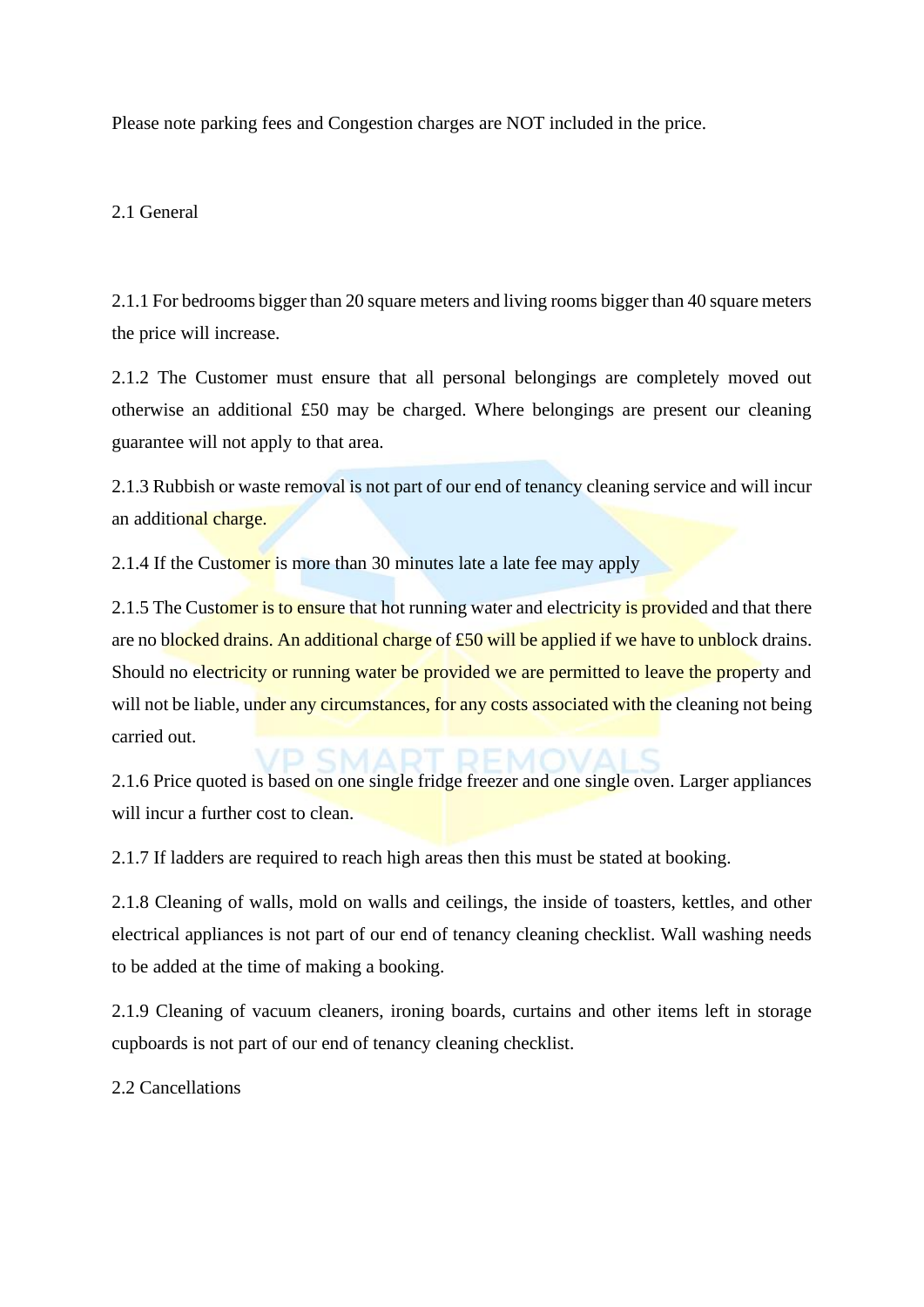Please note parking fees and Congestion charges are NOT included in the price.

## 2.1 General

2.1.1 For bedrooms bigger than 20 square meters and living rooms bigger than 40 square meters the price will increase.

2.1.2 The Customer must ensure that all personal belongings are completely moved out otherwise an additional £50 may be charged. Where belongings are present our cleaning guarantee will not apply to that area.

2.1.3 Rubbish or waste removal is not part of our end of tenancy cleaning service and will incur an additional charge.

2.1.4 If the Customer is more than 30 minutes late a late fee may apply

2.1.5 The Customer is to ensure that hot running water and electricity is provided and that there are no blocked drains. An additional charge of £50 will be applied if we have to unblock drains. Should no electricity or running water be provided we are permitted to leave the property and will not be liable, under any circumstances, for any costs associated with the cleaning not being carried out.

2.1.6 Price quoted is based on one single fridge freezer and one single oven. Larger appliances will incur a further cost to clean.

2.1.7 If ladders are required to reach high areas then this must be stated at booking.

2.1.8 Cleaning of walls, mold on walls and ceilings, the inside of toasters, kettles, and other electrical appliances is not part of our end of tenancy cleaning checklist. Wall washing needs to be added at the time of making a booking.

2.1.9 Cleaning of vacuum cleaners, ironing boards, curtains and other items left in storage cupboards is not part of our end of tenancy cleaning checklist.

## 2.2 Cancellations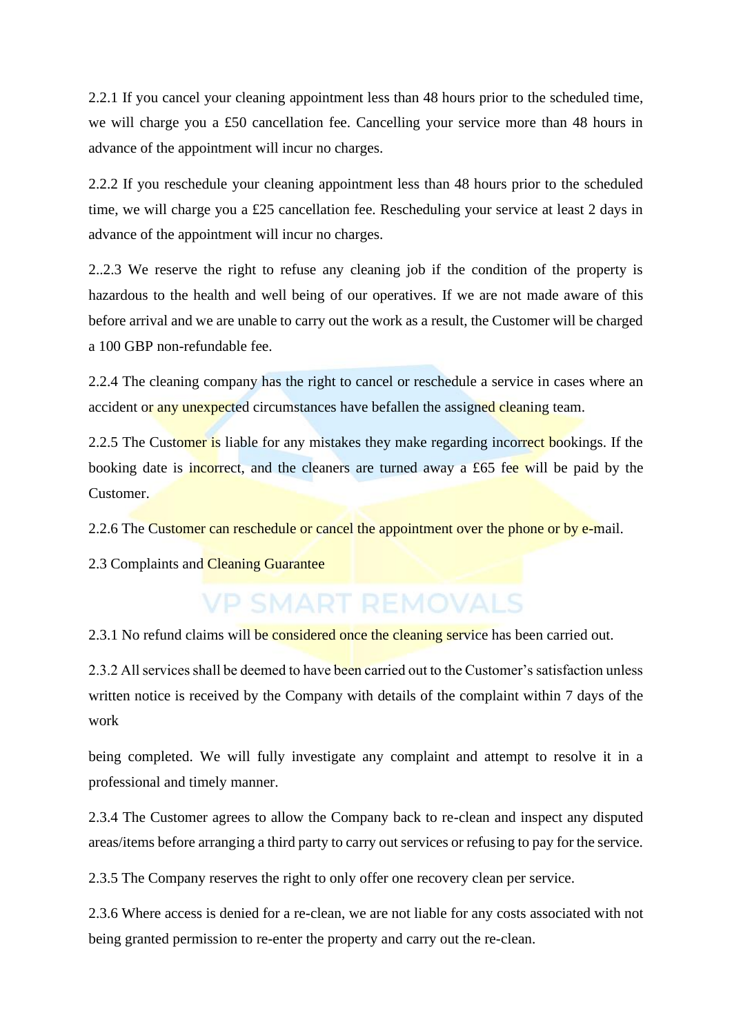2.2.1 If you cancel your cleaning appointment less than 48 hours prior to the scheduled time, we will charge you a £50 cancellation fee. Cancelling your service more than 48 hours in advance of the appointment will incur no charges.

2.2.2 If you reschedule your cleaning appointment less than 48 hours prior to the scheduled time, we will charge you a £25 cancellation fee. Rescheduling your service at least 2 days in advance of the appointment will incur no charges.

2..2.3 We reserve the right to refuse any cleaning job if the condition of the property is hazardous to the health and well being of our operatives. If we are not made aware of this before arrival and we are unable to carry out the work as a result, the Customer will be charged a 100 GBP non-refundable fee.

2.2.4 The cleaning company has the right to cancel or reschedule a service in cases where an accident or any unexpected circumstances have befallen the assigned cleaning team.

2.2.5 The Customer is liable for any mistakes they make regarding incorrect bookings. If the booking date is incorrect, and the cleaners are turned away a £65 fee will be paid by the Customer.

2.2.6 The Customer can reschedule or cancel the appointment over the phone or by e-mail.

2.3 Complaints and Cleaning Guarantee

2.3.1 No refund claims will be considered once the cleaning service has been carried out.

2.3.2 All services shall be deemed to have been carried out to the Customer's satisfaction unless written notice is received by the Company with details of the complaint within 7 days of the work

being completed. We will fully investigate any complaint and attempt to resolve it in a professional and timely manner.

2.3.4 The Customer agrees to allow the Company back to re-clean and inspect any disputed areas/items before arranging a third party to carry out services or refusing to pay for the service.

2.3.5 The Company reserves the right to only offer one recovery clean per service.

2.3.6 Where access is denied for a re-clean, we are not liable for any costs associated with not being granted permission to re-enter the property and carry out the re-clean.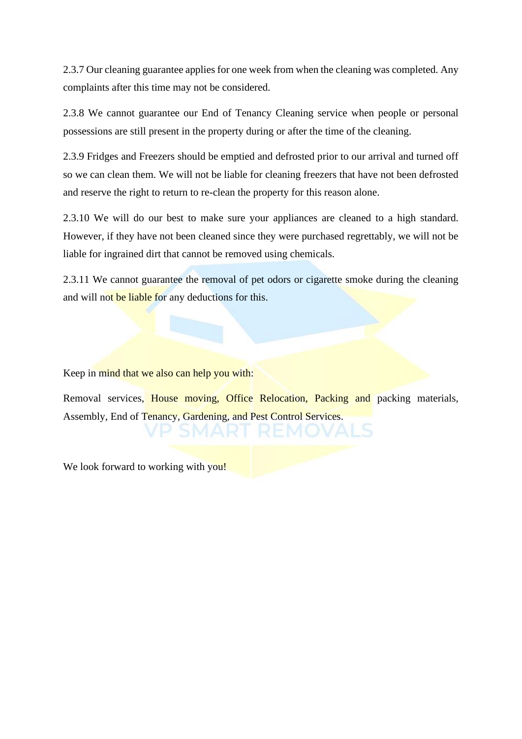2.3.7 Our cleaning guarantee applies for one week from when the cleaning was completed. Any complaints after this time may not be considered.

2.3.8 We cannot guarantee our End of Tenancy Cleaning service when people or personal possessions are still present in the property during or after the time of the cleaning.

2.3.9 Fridges and Freezers should be emptied and defrosted prior to our arrival and turned off so we can clean them. We will not be liable for cleaning freezers that have not been defrosted and reserve the right to return to re-clean the property for this reason alone.

2.3.10 We will do our best to make sure your appliances are cleaned to a high standard. However, if they have not been cleaned since they were purchased regrettably, we will not be liable for ingrained dirt that cannot be removed using chemicals.

2.3.11 We cannot guarantee the removal of pet odors or cigarette smoke during the cleaning and will not be liable for any deductions for this.

Keep in mind that we also can help you with:

Removal services, House moving, Office Relocation, Packing and packing materials, Assembly, End of Tenancy, Gardening, and Pest Control Services.

We look forward to working with you!